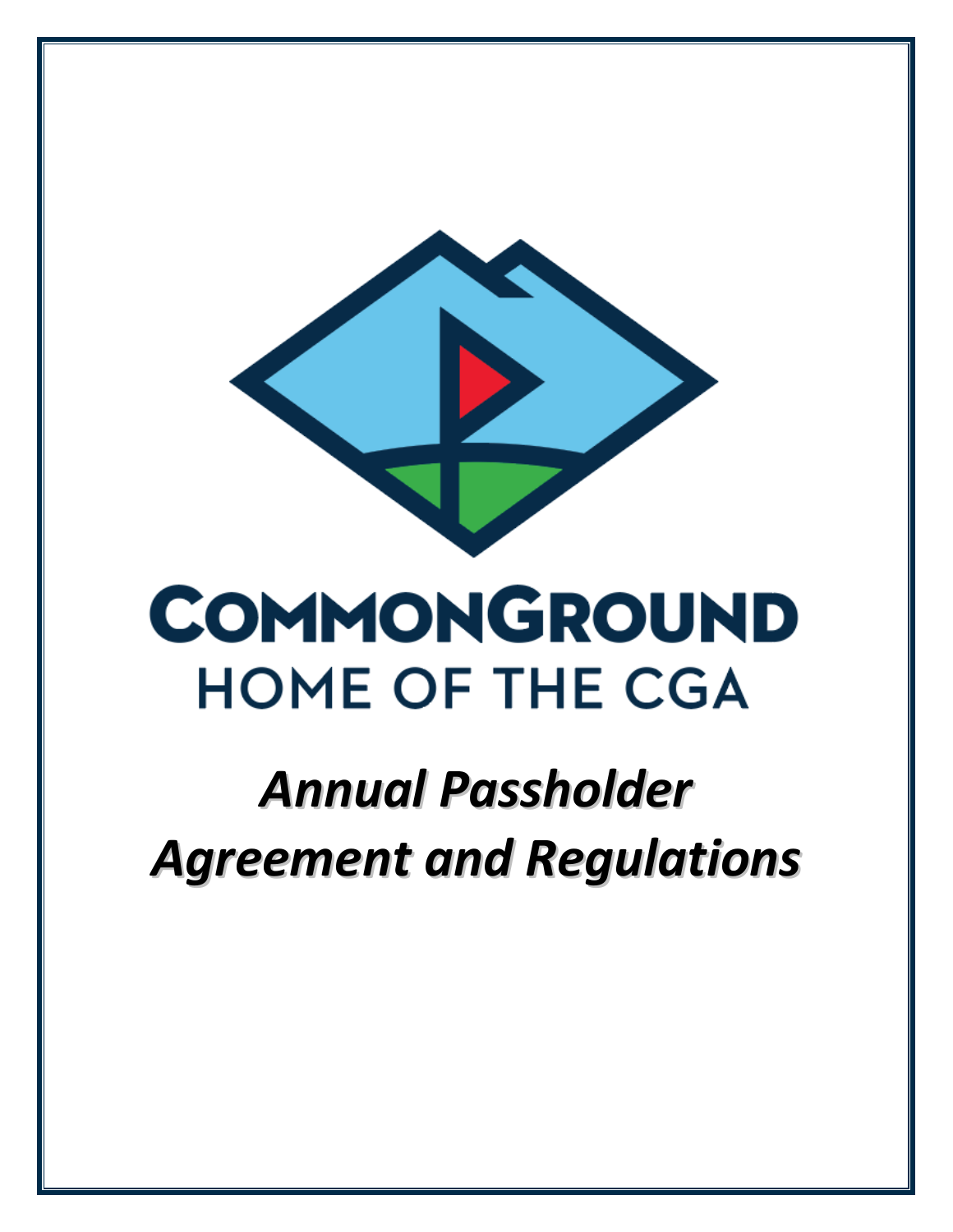# COMMONGROUND

## HOME OF THE CGA

# *Annual Passholder Agreement and Regulations*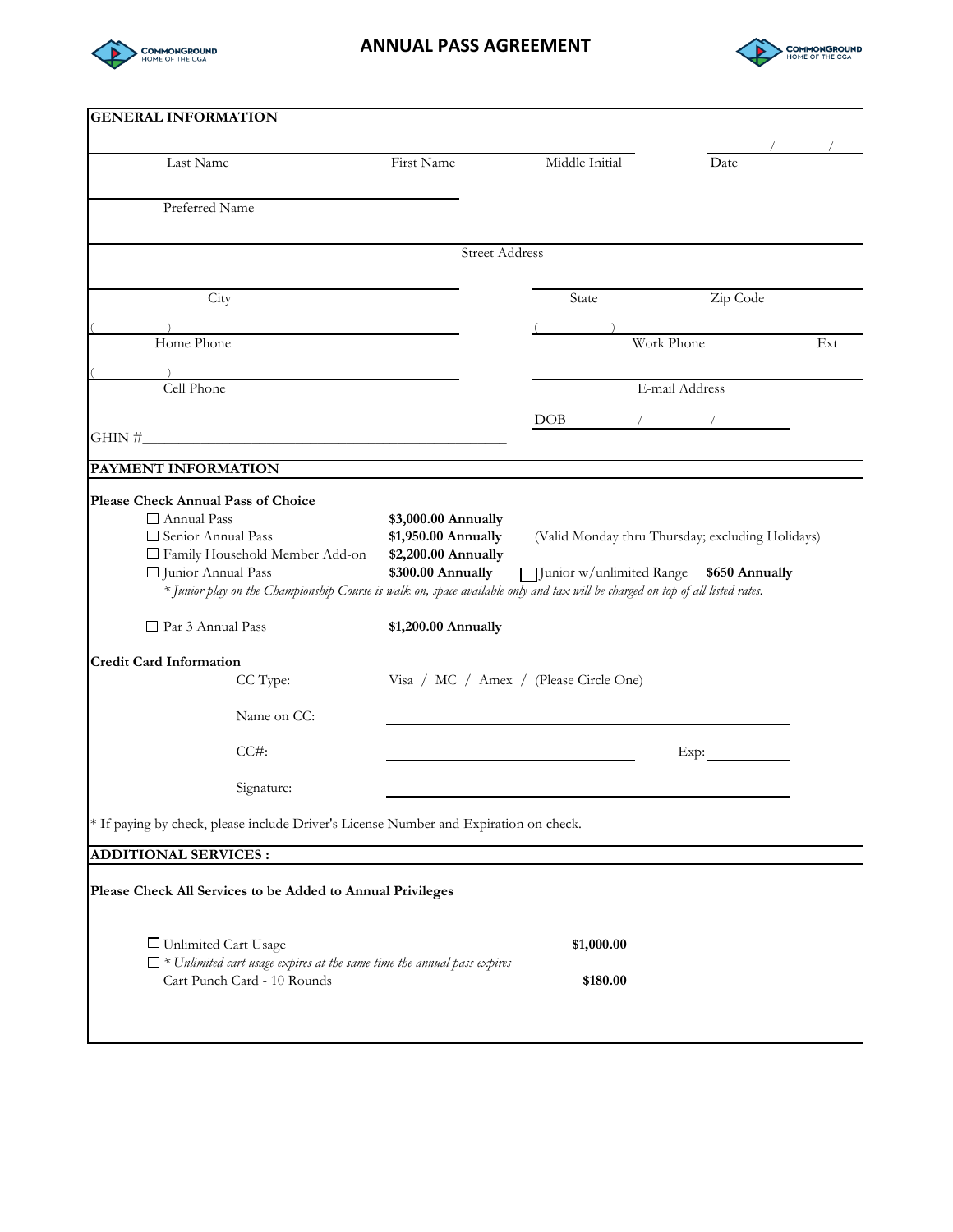# ANNUAL PASS AGREEMENT

## GENERAL INFORMATION

| | | | |
|---|---|---|---|
| Last Name | First Name | Middle Initial | Date ___ / ___ / ___ |
| Preferred Name | | | |
| Street Address | | | |
| City | | State | Zip Code |
| Home Phone ( ) | | Work Phone ( ) | Ext |
| Cell Phone ( ) | | E-mail Address | |

GHIN #________________________________________

DOB ___ / ___ / ___

## PAYMENT INFORMATION

**Please Check Annual Pass of Choice**

- ☐ Annual Pass — **$3,000.00 Annually**
- ☐ Senior Annual Pass — **$1,950.00 Annually** (Valid Monday thru Thursday; excluding Holidays)
- ☐ Family Household Member Add-on — **$2,200.00 Annually**
- ☐ Junior Annual Pass — **$300.00 Annually** ☐ Junior w/unlimited Range **$650 Annually**

*\* Junior play on the Championship Course is walk on, space available only and tax will be charged on top of all listed rates.*

- ☐ Par 3 Annual Pass — **$1,200.00 Annually**

**Credit Card Information**

CC Type: Visa / MC / Amex / (Please Circle One)

Name on CC: ________________________________________

CC#: ______________________________ Exp: __________

Signature: ________________________________________

\* If paying by check, please include Driver's License Number and Expiration on check.

## ADDITIONAL SERVICES :

**Please Check All Services to be Added to Annual Privileges**

- ☐ Unlimited Cart Usage — **$1,000.00**
  *\* Unlimited cart usage expires at the same time the annual pass expires*
- ☐ Cart Punch Card - 10 Rounds — **$180.00**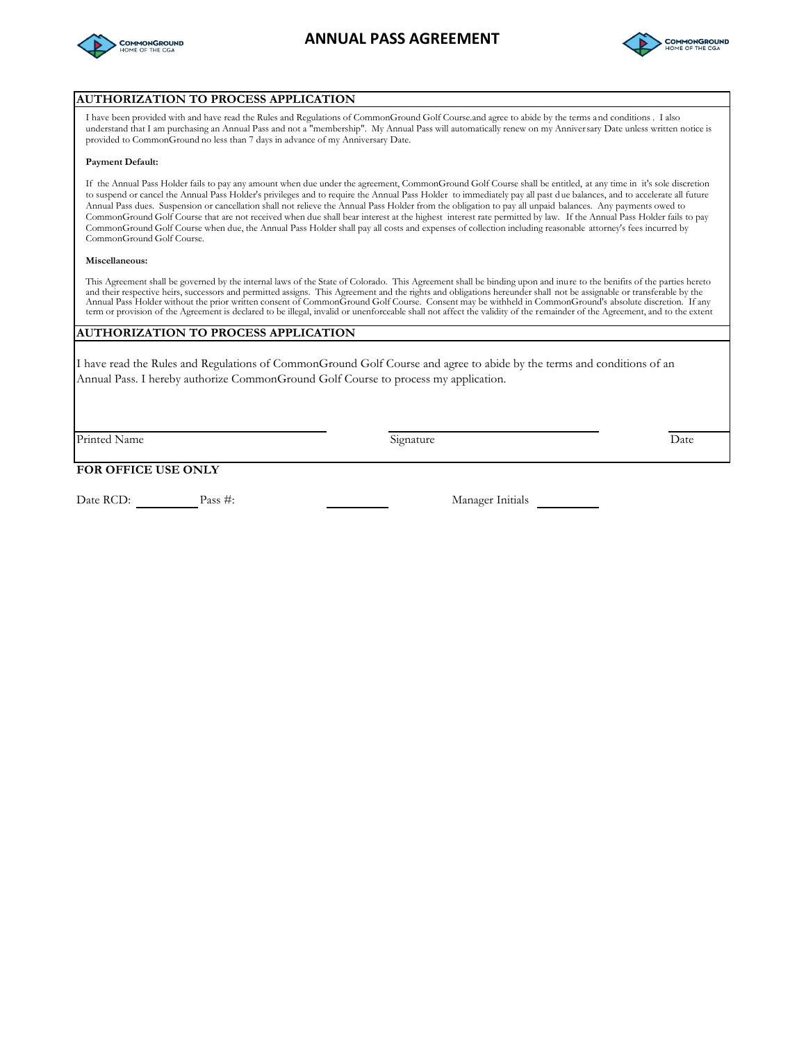# ANNUAL PASS AGREEMENT

## AUTHORIZATION TO PROCESS APPLICATION

I have been provided with and have read the Rules and Regulations of CommonGround Golf Course.and agree to abide by the terms and conditions . I also understand that I am purchasing an Annual Pass and not a "membership". My Annual Pass will automatically renew on my Anniversary Date unless written notice is provided to CommonGround no less than 7 days in advance of my Anniversary Date.

**Payment Default:**

If the Annual Pass Holder fails to pay any amount when due under the agreement, CommonGround Golf Course shall be entitled, at any time in it's sole discretion to suspend or cancel the Annual Pass Holder's privileges and to require the Annual Pass Holder to immediately pay all past due balances, and to accelerate all future Annual Pass dues. Suspension or cancellation shall not relieve the Annual Pass Holder from the obligation to pay all unpaid balances. Any payments owed to CommonGround Golf Course that are not received when due shall bear interest at the highest interest rate permitted by law. If the Annual Pass Holder fails to pay CommonGround Golf Course when due, the Annual Pass Holder shall pay all costs and expenses of collection including reasonable attorney's fees incurred by CommonGround Golf Course.

**Miscellaneous:**

This Agreement shall be governed by the internal laws of the State of Colorado. This Agreement shall be binding upon and inure to the benifits of the parties hereto and their respective heirs, successors and permitted assigns. This Agreement and the rights and obligations hereunder shall not be assignable or transferable by the Annual Pass Holder without the prior written consent of CommonGround Golf Course. Consent may be withheld in CommonGround's absolute discretion. If any term or provision of the Agreement is declared to be illegal, invalid or unenforceable shall not affect the validity of the remainder of the Agreement, and to the extent

## AUTHORIZATION TO PROCESS APPLICATION

I have read the Rules and Regulations of CommonGround Golf Course and agree to abide by the terms and conditions of an Annual Pass. I hereby authorize CommonGround Golf Course to process my application.

Printed Name ______________________ Signature ______________________ Date __________

**FOR OFFICE USE ONLY**

Date RCD: __________ Pass #: __________ Manager Initials __________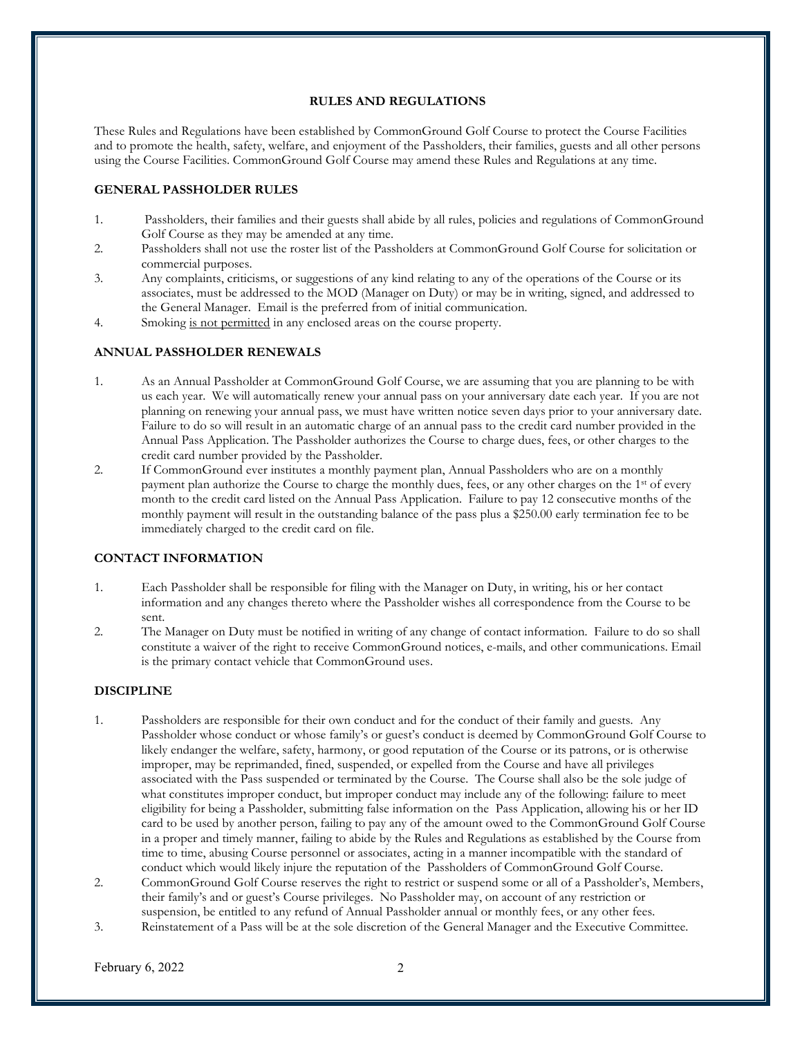## RULES AND REGULATIONS

These Rules and Regulations have been established by CommonGround Golf Course to protect the Course Facilities and to promote the health, safety, welfare, and enjoyment of the Passholders, their families, guests and all other persons using the Course Facilities. CommonGround Golf Course may amend these Rules and Regulations at any time.

### GENERAL PASSHOLDER RULES

1. Passholders, their families and their guests shall abide by all rules, policies and regulations of CommonGround Golf Course as they may be amended at any time.
2. Passholders shall not use the roster list of the Passholders at CommonGround Golf Course for solicitation or commercial purposes.
3. Any complaints, criticisms, or suggestions of any kind relating to any of the operations of the Course or its associates, must be addressed to the MOD (Manager on Duty) or may be in writing, signed, and addressed to the General Manager. Email is the preferred from of initial communication.
4. Smoking <u>is not permitted</u> in any enclosed areas on the course property.

### ANNUAL PASSHOLDER RENEWALS

1. As an Annual Passholder at CommonGround Golf Course, we are assuming that you are planning to be with us each year. We will automatically renew your annual pass on your anniversary date each year. If you are not planning on renewing your annual pass, we must have written notice seven days prior to your anniversary date. Failure to do so will result in an automatic charge of an annual pass to the credit card number provided in the Annual Pass Application. The Passholder authorizes the Course to charge dues, fees, or other charges to the credit card number provided by the Passholder.
2. If CommonGround ever institutes a monthly payment plan, Annual Passholders who are on a monthly payment plan authorize the Course to charge the monthly dues, fees, or any other charges on the 1st of every month to the credit card listed on the Annual Pass Application. Failure to pay 12 consecutive months of the monthly payment will result in the outstanding balance of the pass plus a $250.00 early termination fee to be immediately charged to the credit card on file.

### CONTACT INFORMATION

1. Each Passholder shall be responsible for filing with the Manager on Duty, in writing, his or her contact information and any changes thereto where the Passholder wishes all correspondence from the Course to be sent.
2. The Manager on Duty must be notified in writing of any change of contact information. Failure to do so shall constitute a waiver of the right to receive CommonGround notices, e-mails, and other communications. Email is the primary contact vehicle that CommonGround uses.

### DISCIPLINE

1. Passholders are responsible for their own conduct and for the conduct of their family and guests. Any Passholder whose conduct or whose family's or guest's conduct is deemed by CommonGround Golf Course to likely endanger the welfare, safety, harmony, or good reputation of the Course or its patrons, or is otherwise improper, may be reprimanded, fined, suspended, or expelled from the Course and have all privileges associated with the Pass suspended or terminated by the Course. The Course shall also be the sole judge of what constitutes improper conduct, but improper conduct may include any of the following: failure to meet eligibility for being a Passholder, submitting false information on the Pass Application, allowing his or her ID card to be used by another person, failing to pay any of the amount owed to the CommonGround Golf Course in a proper and timely manner, failing to abide by the Rules and Regulations as established by the Course from time to time, abusing Course personnel or associates, acting in a manner incompatible with the standard of conduct which would likely injure the reputation of the Passholders of CommonGround Golf Course.
2. CommonGround Golf Course reserves the right to restrict or suspend some or all of a Passholder's, Members, their family's and or guest's Course privileges. No Passholder may, on account of any restriction or suspension, be entitled to any refund of Annual Passholder annual or monthly fees, or any other fees.
3. Reinstatement of a Pass will be at the sole discretion of the General Manager and the Executive Committee.

February 6, 2022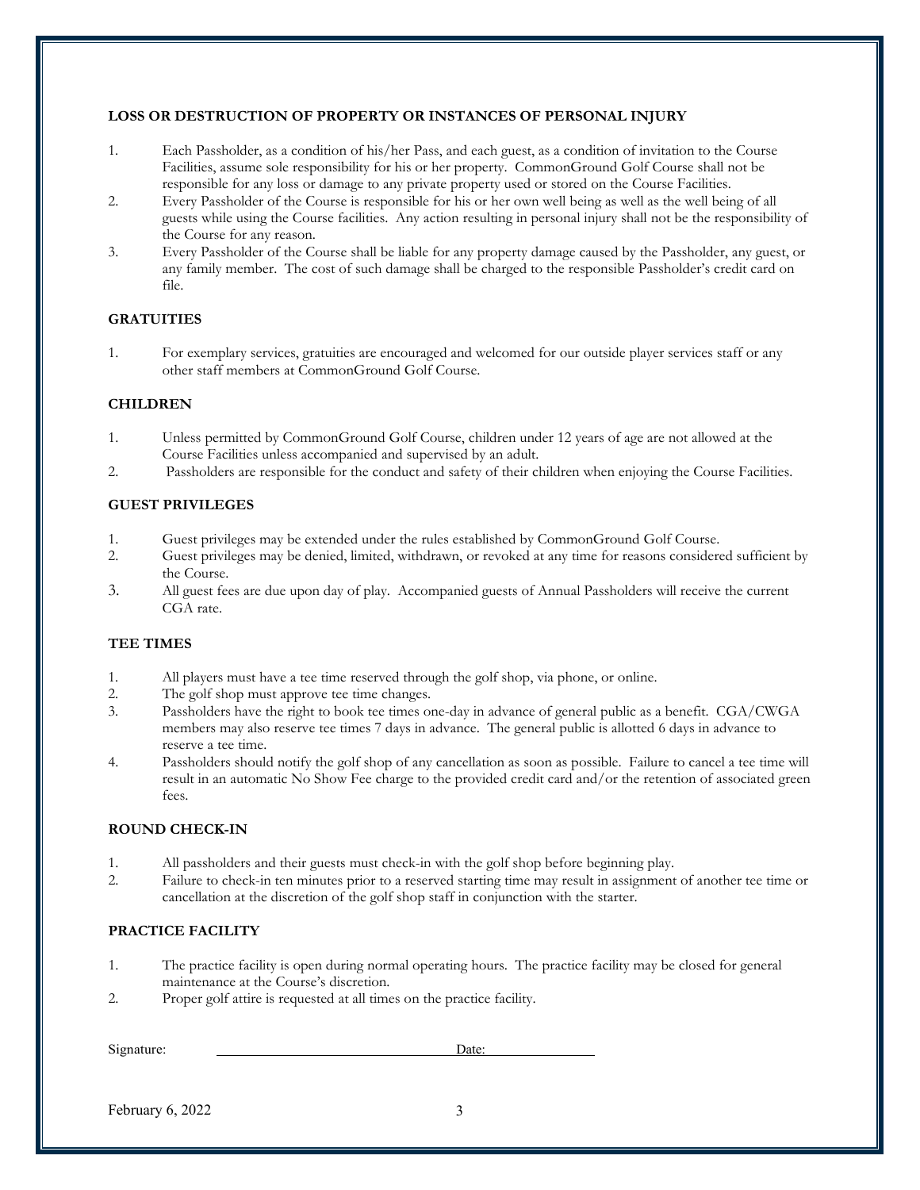**LOSS OR DESTRUCTION OF PROPERTY OR INSTANCES OF PERSONAL INJURY**

1. Each Passholder, as a condition of his/her Pass, and each guest, as a condition of invitation to the Course Facilities, assume sole responsibility for his or her property. CommonGround Golf Course shall not be responsible for any loss or damage to any private property used or stored on the Course Facilities.
2. Every Passholder of the Course is responsible for his or her own well being as well as the well being of all guests while using the Course facilities. Any action resulting in personal injury shall not be the responsibility of the Course for any reason.
3. Every Passholder of the Course shall be liable for any property damage caused by the Passholder, any guest, or any family member. The cost of such damage shall be charged to the responsible Passholder's credit card on file.

**GRATUITIES**

1. For exemplary services, gratuities are encouraged and welcomed for our outside player services staff or any other staff members at CommonGround Golf Course.

**CHILDREN**

1. Unless permitted by CommonGround Golf Course, children under 12 years of age are not allowed at the Course Facilities unless accompanied and supervised by an adult.
2. Passholders are responsible for the conduct and safety of their children when enjoying the Course Facilities.

**GUEST PRIVILEGES**

1. Guest privileges may be extended under the rules established by CommonGround Golf Course.
2. Guest privileges may be denied, limited, withdrawn, or revoked at any time for reasons considered sufficient by the Course.
3. All guest fees are due upon day of play. Accompanied guests of Annual Passholders will receive the current CGA rate.

**TEE TIMES**

1. All players must have a tee time reserved through the golf shop, via phone, or online.
2. The golf shop must approve tee time changes.
3. Passholders have the right to book tee times one-day in advance of general public as a benefit. CGA/CWGA members may also reserve tee times 7 days in advance. The general public is allotted 6 days in advance to reserve a tee time.
4. Passholders should notify the golf shop of any cancellation as soon as possible. Failure to cancel a tee time will result in an automatic No Show Fee charge to the provided credit card and/or the retention of associated green fees.

**ROUND CHECK-IN**

1. All passholders and their guests must check-in with the golf shop before beginning play.
2. Failure to check-in ten minutes prior to a reserved starting time may result in assignment of another tee time or cancellation at the discretion of the golf shop staff in conjunction with the starter.

**PRACTICE FACILITY**

1. The practice facility is open during normal operating hours. The practice facility may be closed for general maintenance at the Course's discretion.
2. Proper golf attire is requested at all times on the practice facility.

Signature: ______________________________ Date: ______________

February 6, 2022